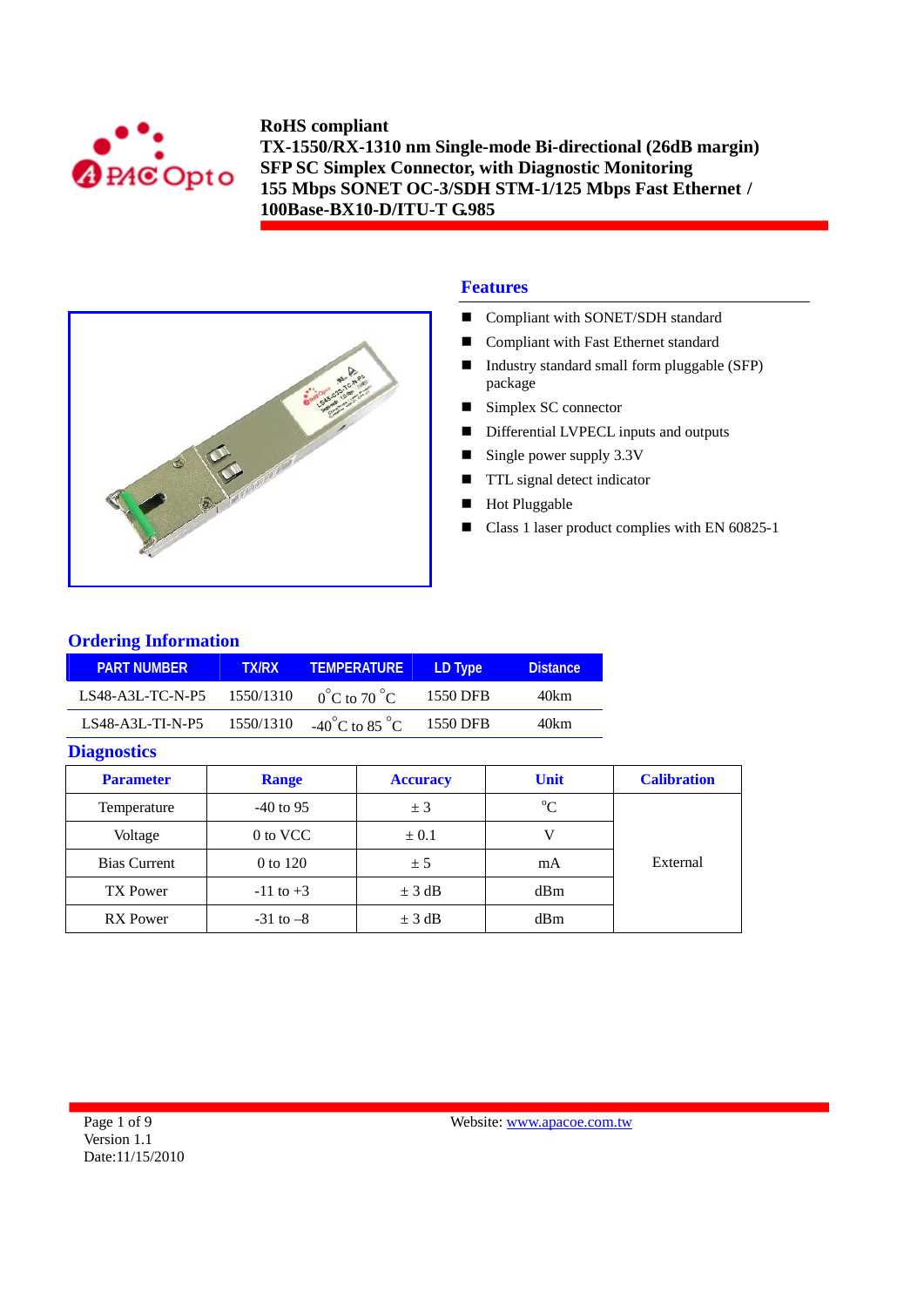**RoHS compliant**
**TX-1550/RX-1310 nm Single-mode Bi-directional (26dB margin)**
**SFP SC Simplex Connector, with Diagnostic Monitoring**
**155 Mbps SONET OC-3/SDH STM-1/125 Mbps Fast Ethernet / 100Base-BX10-D/ITU-T G.985**

## Features

- Compliant with SONET/SDH standard
- Compliant with Fast Ethernet standard
- Industry standard small form pluggable (SFP) package
- Simplex SC connector
- Differential LVPECL inputs and outputs
- Single power supply 3.3V
- TTL signal detect indicator
- Hot Pluggable
- Class 1 laser product complies with EN 60825-1

## Ordering Information

| PART NUMBER | TX/RX | TEMPERATURE | LD Type | Distance |
|---|---|---|---|---|
| LS48-A3L-TC-N-P5 | 1550/1310 | 0°C to 70 °C | 1550 DFB | 40km |
| LS48-A3L-TI-N-P5 | 1550/1310 | -40°C to 85 °C | 1550 DFB | 40km |

## Diagnostics

| Parameter | Range | Accuracy | Unit | Calibration |
|---|---|---|---|---|
| Temperature | -40 to 95 | ± 3 | °C | External |
| Voltage | 0 to VCC | ± 0.1 | V | |
| Bias Current | 0 to 120 | ± 5 | mA | |
| TX Power | -11 to +3 | ± 3 dB | dBm | |
| RX Power | -31 to –8 | ± 3 dB | dBm | |

Version 1.1
Date:11/15/2010

Website: www.apacoe.com.tw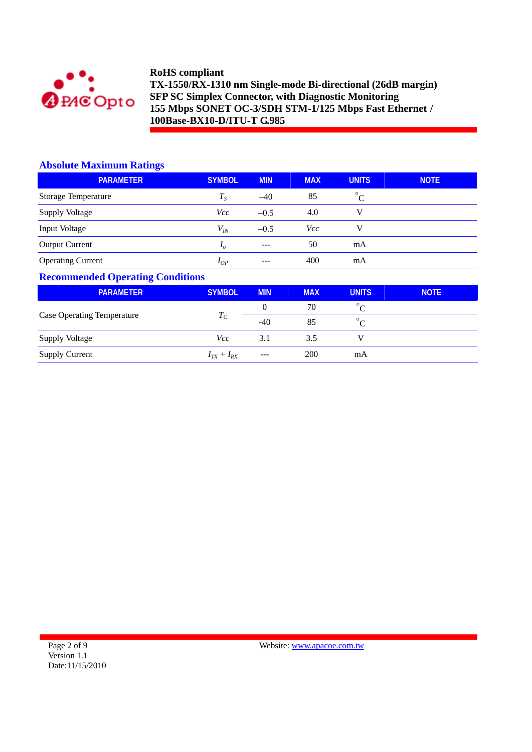## Absolute Maximum Ratings

| PARAMETER | SYMBOL | MIN | MAX | UNITS | NOTE |
|---|---|---|---|---|---|
| Storage Temperature | $T_S$ | –40 | 85 | °C | |
| Supply Voltage | $Vcc$ | –0.5 | 4.0 | V | |
| Input Voltage | $V_{IN}$ | –0.5 | $Vcc$ | V | |
| Output Current | $I_o$ | --- | 50 | mA | |
| Operating Current | $I_{OP}$ | --- | 400 | mA | |

## Recommended Operating Conditions

| PARAMETER | SYMBOL | MIN | MAX | UNITS | NOTE |
|---|---|---|---|---|---|
| Case Operating Temperature | $T_C$ | 0 | 70 | °C | |
| | | -40 | 85 | °C | |
| Supply Voltage | $Vcc$ | 3.1 | 3.5 | V | |
| Supply Current | $I_{TX} + I_{RX}$ | --- | 200 | mA | |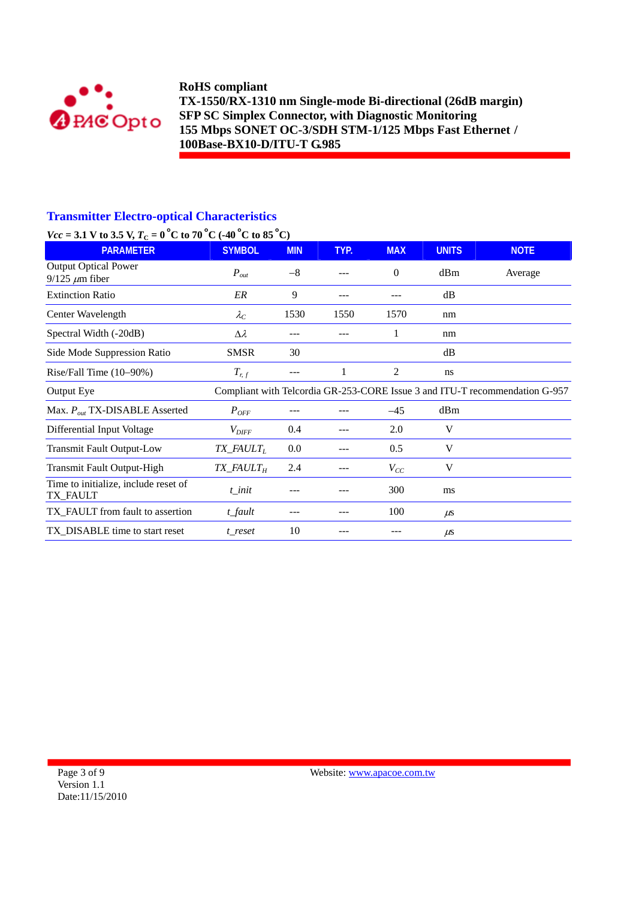## Transmitter Electro-optical Characteristics

*Vcc* = 3.1 V to 3.5 V, $T_C$ = 0 °C to 70 °C (-40 °C to 85 °C)

| PARAMETER | SYMBOL | MIN | TYP. | MAX | UNITS | NOTE |
|---|---|---|---|---|---|---|
| Output Optical Power 9/125 μm fiber | $P_{out}$ | –8 | --- | 0 | dBm | Average |
| Extinction Ratio | *ER* | 9 | --- | --- | dB | |
| Center Wavelength | $\lambda_C$ | 1530 | 1550 | 1570 | nm | |
| Spectral Width (-20dB) | $\Delta\lambda$ | --- | --- | 1 | nm | |
| Side Mode Suppression Ratio | SMSR | 30 | | | dB | |
| Rise/Fall Time (10–90%) | $T_{r,f}$ | --- | 1 | 2 | ns | |
| Output Eye | Compliant with Telcordia GR-253-CORE Issue 3 and ITU-T recommendation G-957 | | | | | |
| Max. $P_{out}$ TX-DISABLE Asserted | $P_{OFF}$ | --- | --- | –45 | dBm | |
| Differential Input Voltage | $V_{DIFF}$ | 0.4 | --- | 2.0 | V | |
| Transmit Fault Output-Low | $TX\_FAULT_L$ | 0.0 | --- | 0.5 | V | |
| Transmit Fault Output-High | $TX\_FAULT_H$ | 2.4 | --- | $V_{CC}$ | V | |
| Time to initialize, include reset of TX_FAULT | *t_init* | --- | --- | 300 | ms | |
| TX_FAULT from fault to assertion | *t_fault* | --- | --- | 100 | μs | |
| TX_DISABLE time to start reset | *t_reset* | 10 | --- | --- | μs | |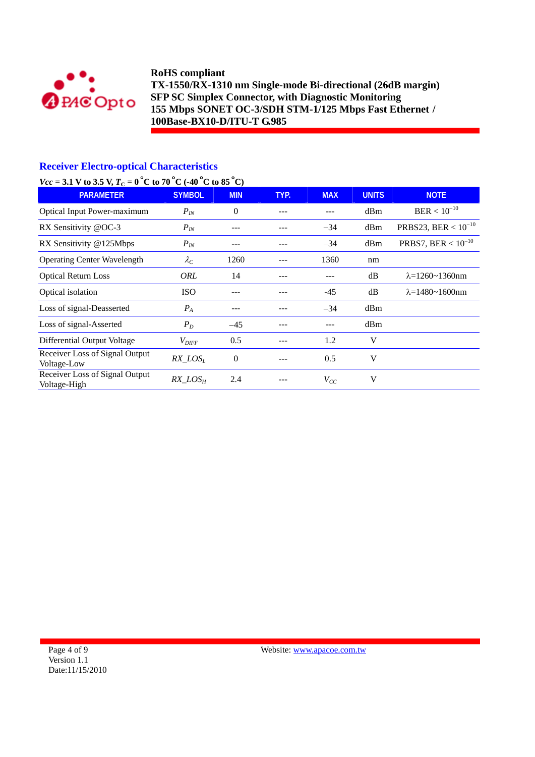## Receiver Electro-optical Characteristics

***Vcc* = 3.1 V to 3.5 V, $T_C$ = 0 °C to 70 °C (-40 °C to 85 °C)**

| PARAMETER | SYMBOL | MIN | TYP. | MAX | UNITS | NOTE |
|---|---|---|---|---|---|---|
| Optical Input Power-maximum | $P_{IN}$ | 0 | --- | --- | dBm | BER < $10^{-10}$ |
| RX Sensitivity @OC-3 | $P_{IN}$ | --- | --- | −34 | dBm | PRBS23, BER < $10^{-10}$ |
| RX Sensitivity @125Mbps | $P_{IN}$ | --- | --- | −34 | dBm | PRBS7, BER < $10^{-10}$ |
| Operating Center Wavelength | $\lambda_C$ | 1260 | --- | 1360 | nm | |
| Optical Return Loss | *ORL* | 14 | --- | --- | dB | λ=1260~1360nm |
| Optical isolation | ISO | --- | --- | -45 | dB | λ=1480~1600nm |
| Loss of signal-Deasserted | $P_A$ | --- | --- | −34 | dBm | |
| Loss of signal-Asserted | $P_D$ | −45 | --- | --- | dBm | |
| Differential Output Voltage | $V_{DIFF}$ | 0.5 | --- | 1.2 | V | |
| Receiver Loss of Signal Output Voltage-Low | $RX\_LOS_L$ | 0 | --- | 0.5 | V | |
| Receiver Loss of Signal Output Voltage-High | $RX\_LOS_H$ | 2.4 | --- | $V_{CC}$ | V | |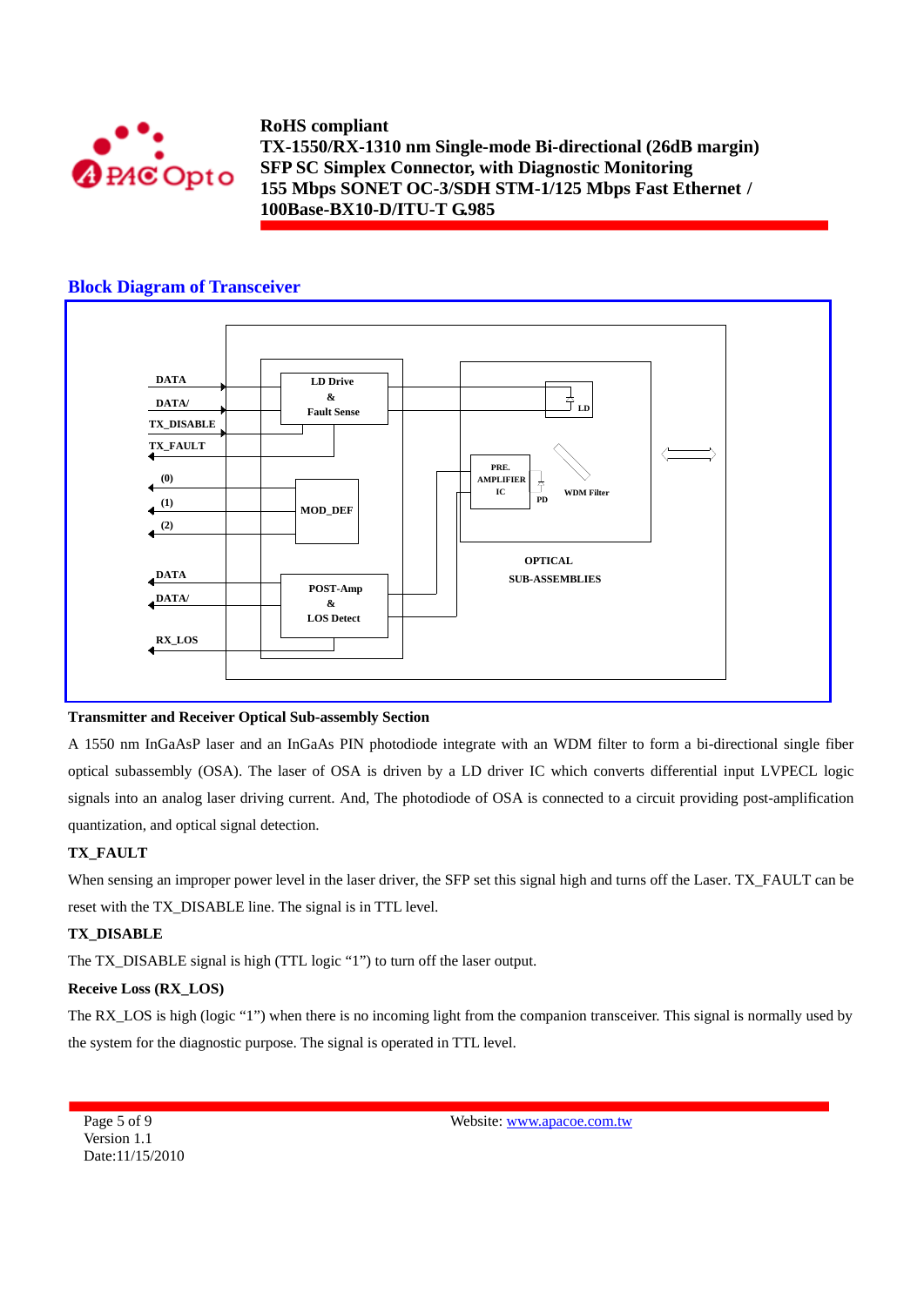## Block Diagram of Transceiver

DATA
DATA/
TX_DISABLE
TX_FAULT
(0)
(1)
(2)
DATA
DATA/
RX_LOS

LD Drive & Fault Sense
MOD_DEF
POST-Amp & LOS Detect
PRE. AMPLIFIER IC
PD
LD
WDM Filter
OPTICAL SUB-ASSEMBLIES

**Transmitter and Receiver Optical Sub-assembly Section**

A 1550 nm InGaAsP laser and an InGaAs PIN photodiode integrate with an WDM filter to form a bi-directional single fiber optical subassembly (OSA). The laser of OSA is driven by a LD driver IC which converts differential input LVPECL logic signals into an analog laser driving current. And, The photodiode of OSA is connected to a circuit providing post-amplification quantization, and optical signal detection.

**TX_FAULT**

When sensing an improper power level in the laser driver, the SFP set this signal high and turns off the Laser. TX_FAULT can be reset with the TX_DISABLE line. The signal is in TTL level.

**TX_DISABLE**

The TX_DISABLE signal is high (TTL logic "1") to turn off the laser output.

**Receive Loss (RX_LOS)**

The RX_LOS is high (logic "1") when there is no incoming light from the companion transceiver. This signal is normally used by the system for the diagnostic purpose. The signal is operated in TTL level.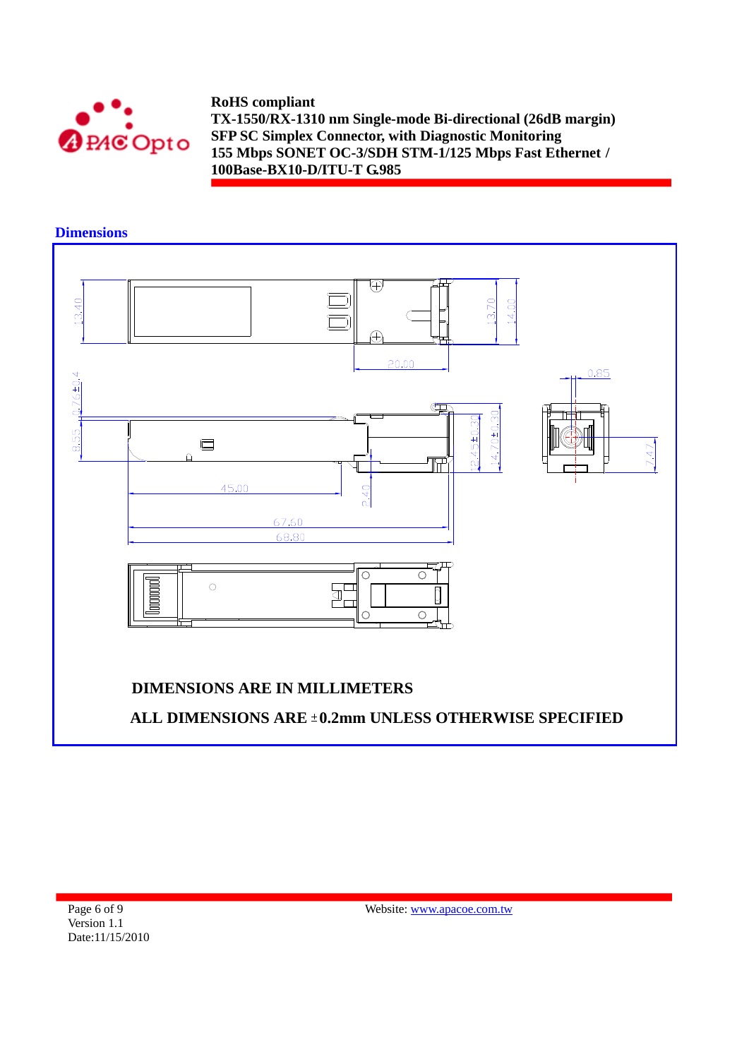## Dimensions

DIMENSIONS ARE IN MILLIMETERS

ALL DIMENSIONS ARE ±0.2mm UNLESS OTHERWISE SPECIFIED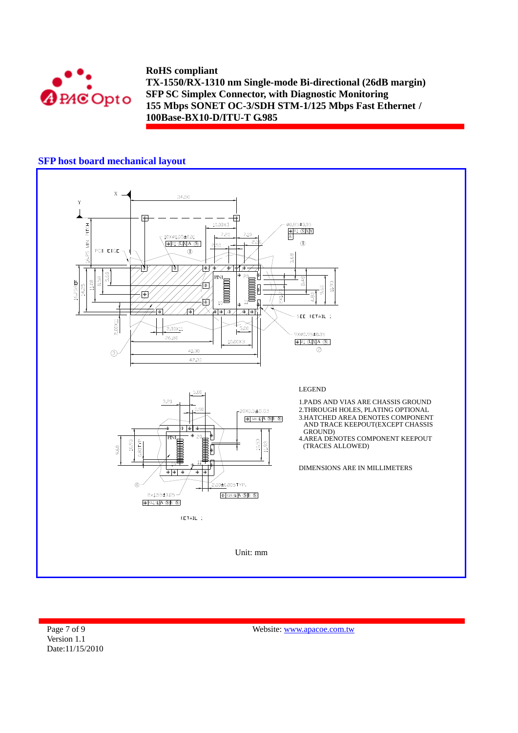## SFP host board mechanical layout

LEGEND

1. PADS AND VIAS ARE CHASSIS GROUND
2. THROUGH HOLES, PLATING OPTIONAL
3. HATCHED AREA DENOTES COMPONENT AND TRACE KEEPOUT(EXCEPT CHASSIS GROUND)
4. AREA DENOTES COMPONENT KEEPOUT (TRACES ALLOWED)

DIMENSIONS ARE IN MILLIMETERS

Unit: mm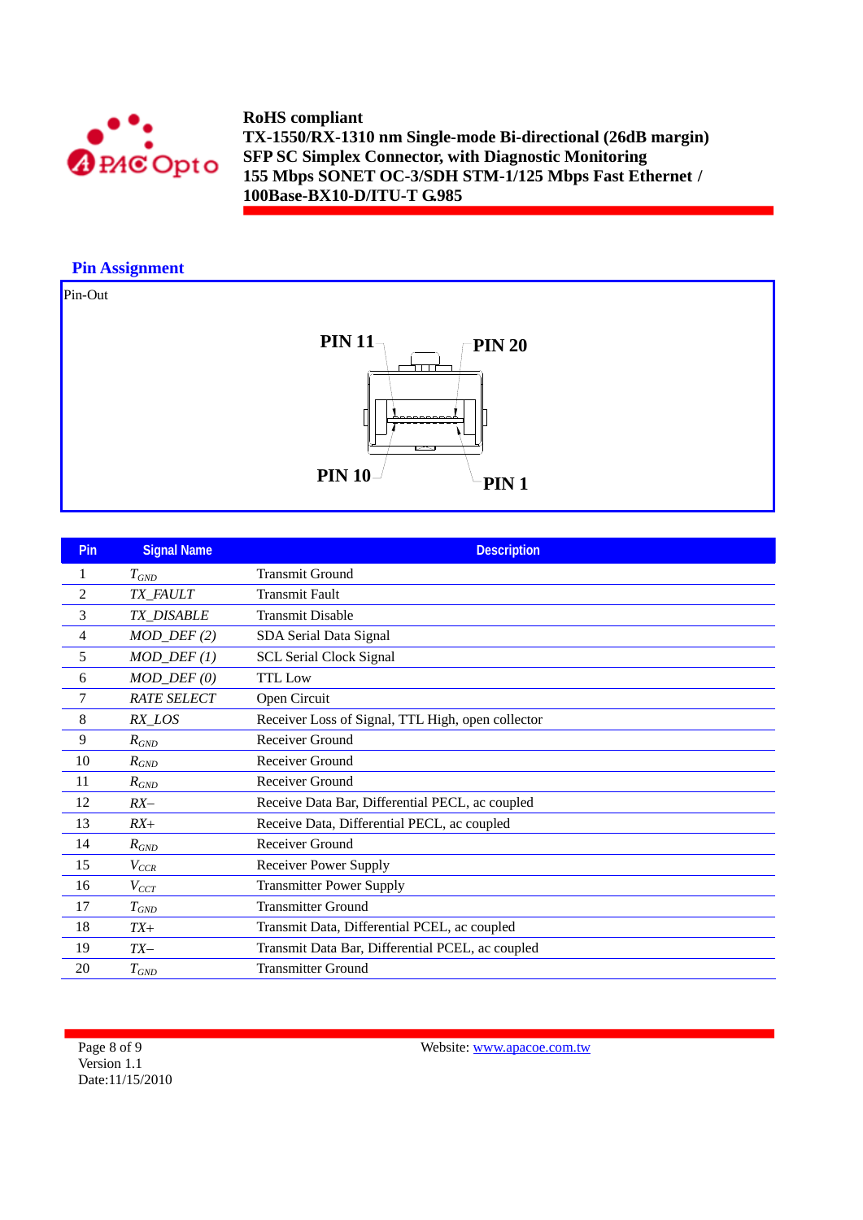RoHS compliant
**TX-1550/RX-1310 nm Single-mode Bi-directional (26dB margin) SFP SC Simplex Connector, with Diagnostic Monitoring 155 Mbps SONET OC-3/SDH STM-1/125 Mbps Fast Ethernet / 100Base-BX10-D/ITU-T G.985**

## Pin Assignment

Pin-Out

PIN 11 PIN 20

PIN 10 PIN 1

| Pin | Signal Name | Description |
|---|---|---|
| 1 | $T_{GND}$ | Transmit Ground |
| 2 | *TX_FAULT* | Transmit Fault |
| 3 | *TX_DISABLE* | Transmit Disable |
| 4 | *MOD_DEF (2)* | SDA Serial Data Signal |
| 5 | *MOD_DEF (1)* | SCL Serial Clock Signal |
| 6 | *MOD_DEF (0)* | TTL Low |
| 7 | *RATE SELECT* | Open Circuit |
| 8 | *RX_LOS* | Receiver Loss of Signal, TTL High, open collector |
| 9 | $R_{GND}$ | Receiver Ground |
| 10 | $R_{GND}$ | Receiver Ground |
| 11 | $R_{GND}$ | Receiver Ground |
| 12 | *RX–* | Receive Data Bar, Differential PECL, ac coupled |
| 13 | *RX+* | Receive Data, Differential PECL, ac coupled |
| 14 | $R_{GND}$ | Receiver Ground |
| 15 | $V_{CCR}$ | Receiver Power Supply |
| 16 | $V_{CCT}$ | Transmitter Power Supply |
| 17 | $T_{GND}$ | Transmitter Ground |
| 18 | *TX+* | Transmit Data, Differential PCEL, ac coupled |
| 19 | *TX–* | Transmit Data Bar, Differential PCEL, ac coupled |
| 20 | $T_{GND}$ | Transmitter Ground |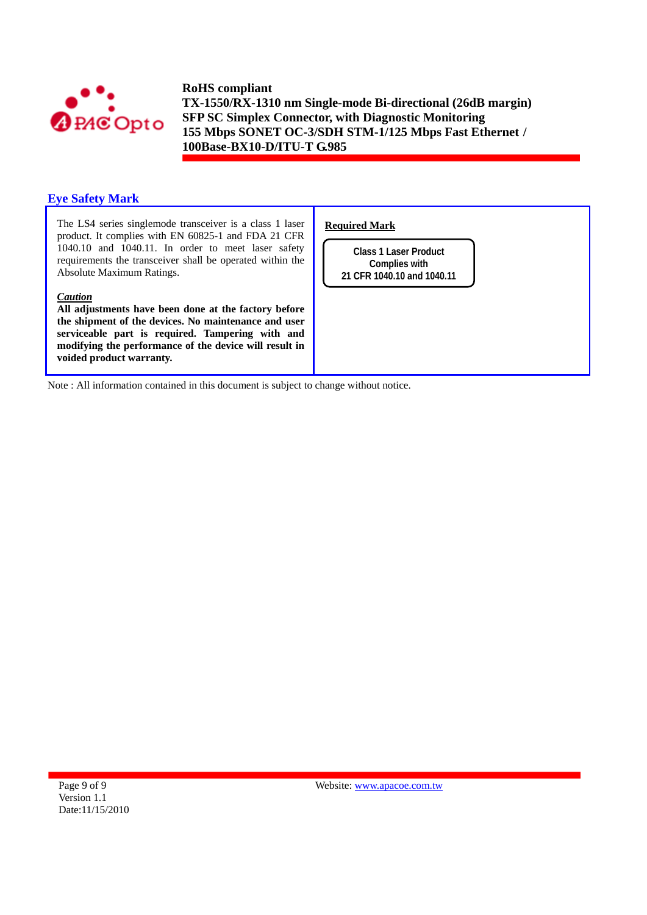## Eye Safety Mark

| | |
|---|---|
| The LS4 series singlemode transceiver is a class 1 laser product. It complies with EN 60825-1 and FDA 21 CFR 1040.10 and 1040.11. In order to meet laser safety requirements the transceiver shall be operated within the Absolute Maximum Ratings.<br><br>***Caution***<br>**All adjustments have been done at the factory before the shipment of the devices. No maintenance and user serviceable part is required. Tampering with and modifying the performance of the device will result in voided product warranty.** | **Required Mark**<br><br>**Class 1 Laser Product**<br>**Complies with**<br>**21 CFR 1040.10 and 1040.11** |

Note : All information contained in this document is subject to change without notice.